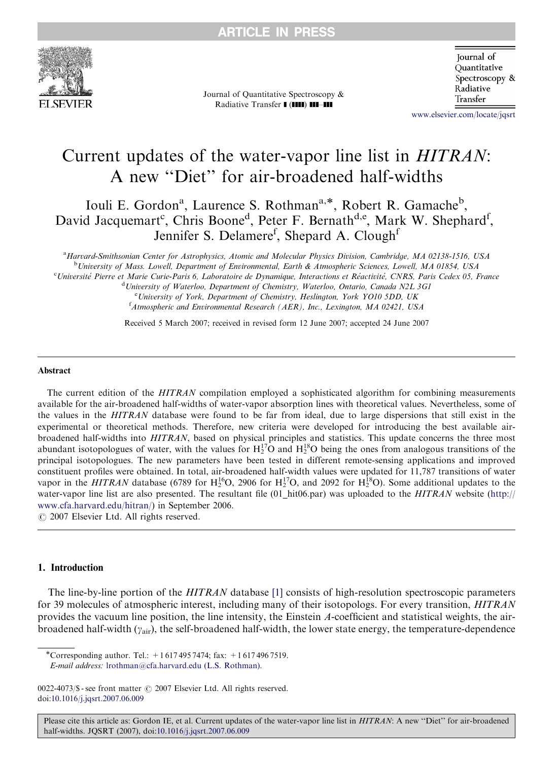# Current updates of the water-vapor line list in *HITRAN*: A new "Diet" for air-broadened half-widths

Iouli E. Gordon[a], Laurence S. Rothman[a,*], Robert R. Gamache[b], David Jacquemart[c], Chris Boone[d], Peter F. Bernath[d,e], Mark W. Shephard[f], Jennifer S. Delamere[f], Shepard A. Clough[f]

[a] *Harvard-Smithsonian Center for Astrophysics, Atomic and Molecular Physics Division, Cambridge, MA 02138-1516, USA*

[b] *University of Mass. Lowell, Department of Environmental, Earth & Atmospheric Sciences, Lowell, MA 01854, USA*

[c] *Université Pierre et Marie Curie-Paris 6, Laboratoire de Dynamique, Interactions et Réactivité, CNRS, Paris Cedex 05, France*

[d] *University of Waterloo, Department of Chemistry, Waterloo, Ontario, Canada N2L 3G1*

[e] *University of York, Department of Chemistry, Heslington, York YO10 5DD, UK*

[f] *Atmospheric and Environmental Research (AER), Inc., Lexington, MA 02421, USA*

Received 5 March 2007; received in revised form 12 June 2007; accepted 24 June 2007

## Abstract

The current edition of the *HITRAN* compilation employed a sophisticated algorithm for combining measurements available for the air-broadened half-widths of water-vapor absorption lines with theoretical values. Nevertheless, some of the values in the *HITRAN* database were found to be far from ideal, due to large dispersions that still exist in the experimental or theoretical methods. Therefore, new criteria were developed for introducing the best available air-broadened half-widths into *HITRAN*, based on physical principles and statistics. This update concerns the three most abundant isotopologues of water, with the values for $H_2^{17}O$ and $H_2^{18}O$ being the ones from analogous transitions of the principal isotopologues. The new parameters have been tested in different remote-sensing applications and improved constituent profiles were obtained. In total, air-broadened half-width values were updated for 11,787 transitions of water vapor in the *HITRAN* database (6789 for $H_2^{16}O$, 2906 for $H_2^{17}O$, and 2092 for $H_2^{18}O$). Some additional updates to the water-vapor line list are also presented. The resultant file (01_hit06.par) was uploaded to the *HITRAN* website (http://www.cfa.harvard.edu/hitran/) in September 2006.

© 2007 Elsevier Ltd. All rights reserved.

## 1. Introduction

The line-by-line portion of the *HITRAN* database [1] consists of high-resolution spectroscopic parameters for 39 molecules of atmospheric interest, including many of their isotopologs. For every transition, *HITRAN* provides the vacuum line position, the line intensity, the Einstein *A*-coefficient and statistical weights, the air-broadened half-width ($\gamma_{air}$), the self-broadened half-width, the lower state energy, the temperature-dependence

---

*Corresponding author. Tel.: +1 617 495 7474; fax: +1 617 496 7519.
*E-mail address:* lrothman@cfa.harvard.edu (L.S. Rothman).

0022-4073/$ - see front matter © 2007 Elsevier Ltd. All rights reserved.
doi:10.1016/j.jqsrt.2007.06.009

Please cite this article as: Gordon IE, et al. Current updates of the water-vapor line list in *HITRAN*: A new "Diet" for air-broadened half-widths. JQSRT (2007), doi:10.1016/j.jqsrt.2007.06.009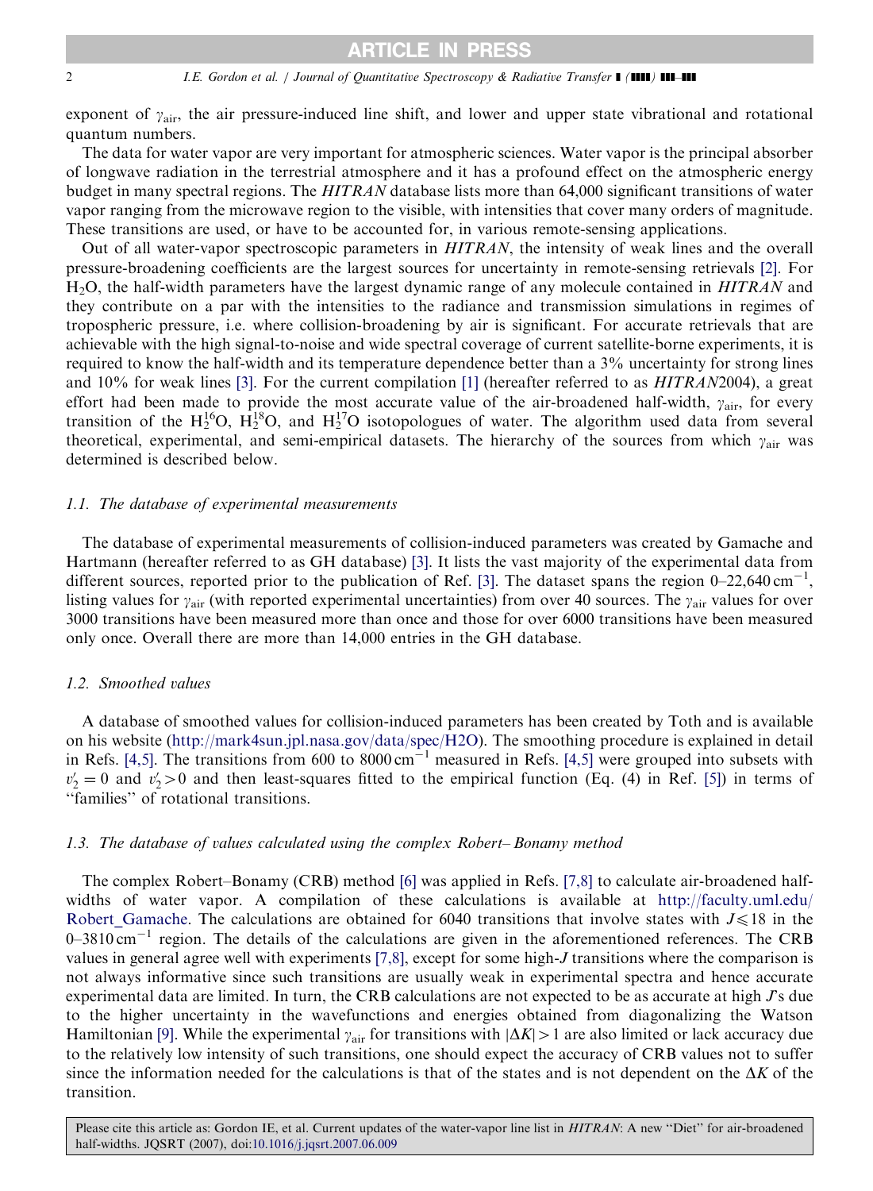exponent of $\gamma_{air}$, the air pressure-induced line shift, and lower and upper state vibrational and rotational quantum numbers.

The data for water vapor are very important for atmospheric sciences. Water vapor is the principal absorber of longwave radiation in the terrestrial atmosphere and it has a profound effect on the atmospheric energy budget in many spectral regions. The *HITRAN* database lists more than 64,000 significant transitions of water vapor ranging from the microwave region to the visible, with intensities that cover many orders of magnitude. These transitions are used, or have to be accounted for, in various remote-sensing applications.

Out of all water-vapor spectroscopic parameters in *HITRAN*, the intensity of weak lines and the overall pressure-broadening coefficients are the largest sources for uncertainty in remote-sensing retrievals [2]. For $H_2O$, the half-width parameters have the largest dynamic range of any molecule contained in *HITRAN* and they contribute on a par with the intensities to the radiance and transmission simulations in regimes of tropospheric pressure, i.e. where collision-broadening by air is significant. For accurate retrievals that are achievable with the high signal-to-noise and wide spectral coverage of current satellite-borne experiments, it is required to know the half-width and its temperature dependence better than a 3% uncertainty for strong lines and 10% for weak lines [3]. For the current compilation [1] (hereafter referred to as *HITRAN*2004), a great effort had been made to provide the most accurate value of the air-broadened half-width, $\gamma_{air}$, for every transition of the $H_2^{16}O$, $H_2^{18}O$, and $H_2^{17}O$ isotopologues of water. The algorithm used data from several theoretical, experimental, and semi-empirical datasets. The hierarchy of the sources from which $\gamma_{air}$ was determined is described below.

### 1.1. The database of experimental measurements

The database of experimental measurements of collision-induced parameters was created by Gamache and Hartmann (hereafter referred to as GH database) [3]. It lists the vast majority of the experimental data from different sources, reported prior to the publication of Ref. [3]. The dataset spans the region 0–22,640 $cm^{-1}$, listing values for $\gamma_{air}$ (with reported experimental uncertainties) from over 40 sources. The $\gamma_{air}$ values for over 3000 transitions have been measured more than once and those for over 6000 transitions have been measured only once. Overall there are more than 14,000 entries in the GH database.

### 1.2. Smoothed values

A database of smoothed values for collision-induced parameters has been created by Toth and is available on his website (http://mark4sun.jpl.nasa.gov/data/spec/H2O). The smoothing procedure is explained in detail in Refs. [4,5]. The transitions from 600 to 8000 $cm^{-1}$ measured in Refs. [4,5] were grouped into subsets with $v_2' = 0$ and $v_2' > 0$ and then least-squares fitted to the empirical function (Eq. (4) in Ref. [5]) in terms of "families" of rotational transitions.

### 1.3. The database of values calculated using the complex Robert–Bonamy method

The complex Robert–Bonamy (CRB) method [6] was applied in Refs. [7,8] to calculate air-broadened half-widths of water vapor. A compilation of these calculations is available at http://faculty.uml.edu/Robert_Gamache. The calculations are obtained for 6040 transitions that involve states with $J \leqslant 18$ in the 0–3810 $cm^{-1}$ region. The details of the calculations are given in the aforementioned references. The CRB values in general agree well with experiments [7,8], except for some high-$J$ transitions where the comparison is not always informative since such transitions are usually weak in experimental spectra and hence accurate experimental data are limited. In turn, the CRB calculations are not expected to be as accurate at high $J$'s due to the higher uncertainty in the wavefunctions and energies obtained from diagonalizing the Watson Hamiltonian [9]. While the experimental $\gamma_{air}$ for transitions with $|\Delta K| > 1$ are also limited or lack accuracy due to the relatively low intensity of such transitions, one should expect the accuracy of CRB values not to suffer since the information needed for the calculations is that of the states and is not dependent on the $\Delta K$ of the transition.

Please cite this article as: Gordon IE, et al. Current updates of the water-vapor line list in *HITRAN*: A new "Diet" for air-broadened half-widths. JQSRT (2007), doi:10.1016/j.jqsrt.2007.06.009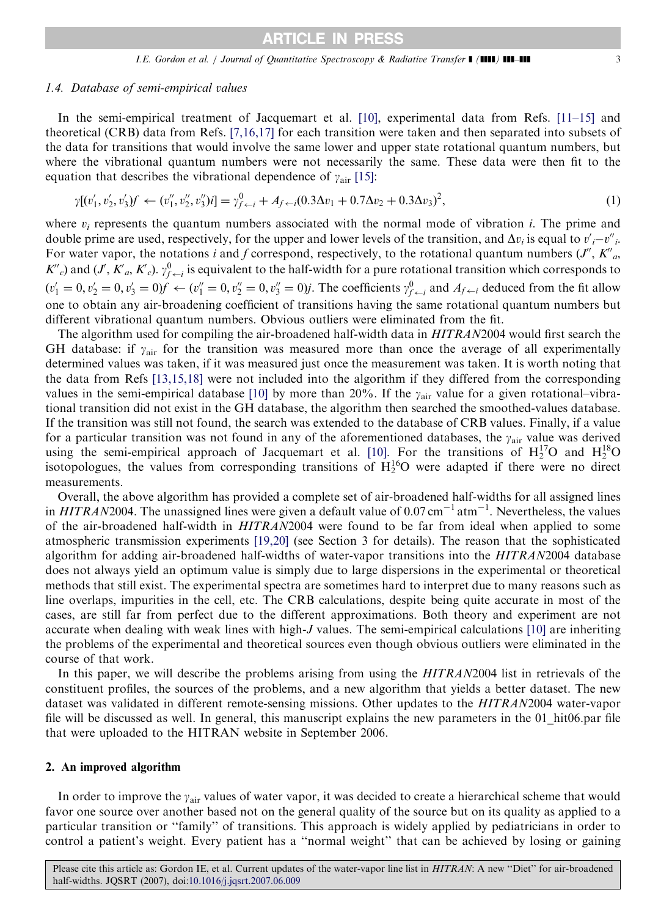### 1.4. Database of semi-empirical values

In the semi-empirical treatment of Jacquemart et al. [10], experimental data from Refs. [11–15] and theoretical (CRB) data from Refs. [7,16,17] for each transition were taken and then separated into subsets of the data for transitions that would involve the same lower and upper state rotational quantum numbers, but where the vibrational quantum numbers were not necessarily the same. These data were then fit to the equation that describes the vibrational dependence of $\gamma_{\mathrm{air}}$ [15]:

$$\gamma[(v_1', v_2', v_3')f \leftarrow (v_1'', v_2'', v_3'')i] = \gamma^0_{f\leftarrow i} + A_{f\leftarrow i}(0.3\Delta v_1 + 0.7\Delta v_2 + 0.3\Delta v_3)^2, \tag{1}$$

where $v_i$ represents the quantum numbers associated with the normal mode of vibration $i$. The prime and double prime are used, respectively, for the upper and lower levels of the transition, and $\Delta v_i$ is equal to $v'_i - v''_i$. For water vapor, the notations $i$ and $f$ correspond, respectively, to the rotational quantum numbers ($J''$, $K''_a$, $K''_c$) and ($J'$, $K'_a$, $K'_c$). $\gamma^0_{f\leftarrow i}$ is equivalent to the half-width for a pure rotational transition which corresponds to $(v_1' = 0, v_2' = 0, v_3' = 0)f \leftarrow (v_1'' = 0, v_2'' = 0, v_3'' = 0)j$. The coefficients $\gamma^0_{f\leftarrow i}$ and $A_{f\leftarrow i}$ deduced from the fit allow one to obtain any air-broadening coefficient of transitions having the same rotational quantum numbers but different vibrational quantum numbers. Obvious outliers were eliminated from the fit.

The algorithm used for compiling the air-broadened half-width data in *HITRAN*2004 would first search the GH database: if $\gamma_{\mathrm{air}}$ for the transition was measured more than once the average of all experimentally determined values was taken, if it was measured just once the measurement was taken. It is worth noting that the data from Refs [13,15,18] were not included into the algorithm if they differed from the corresponding values in the semi-empirical database [10] by more than 20%. If the $\gamma_{\mathrm{air}}$ value for a given rotational–vibrational transition did not exist in the GH database, the algorithm then searched the smoothed-values database. If the transition was still not found, the search was extended to the database of CRB values. Finally, if a value for a particular transition was not found in any of the aforementioned databases, the $\gamma_{\mathrm{air}}$ value was derived using the semi-empirical approach of Jacquemart et al. [10]. For the transitions of $H_2^{17}O$ and $H_2^{18}O$ isotopologues, the values from corresponding transitions of $H_2^{16}O$ were adapted if there were no direct measurements.

Overall, the above algorithm has provided a complete set of air-broadened half-widths for all assigned lines in *HITRAN*2004. The unassigned lines were given a default value of 0.07 cm$^{-1}$ atm$^{-1}$. Nevertheless, the values of the air-broadened half-width in *HITRAN*2004 were found to be far from ideal when applied to some atmospheric transmission experiments [19,20] (see Section 3 for details). The reason that the sophisticated algorithm for adding air-broadened half-widths of water-vapor transitions into the *HITRAN*2004 database does not always yield an optimum value is simply due to large dispersions in the experimental or theoretical methods that still exist. The experimental spectra are sometimes hard to interpret due to many reasons such as line overlaps, impurities in the cell, etc. The CRB calculations, despite being quite accurate in most of the cases, are still far from perfect due to the different approximations. Both theory and experiment are not accurate when dealing with weak lines with high-$J$ values. The semi-empirical calculations [10] are inheriting the problems of the experimental and theoretical sources even though obvious outliers were eliminated in the course of that work.

In this paper, we will describe the problems arising from using the *HITRAN*2004 list in retrievals of the constituent profiles, the sources of the problems, and a new algorithm that yields a better dataset. The new dataset was validated in different remote-sensing missions. Other updates to the *HITRAN*2004 water-vapor file will be discussed as well. In general, this manuscript explains the new parameters in the 01_hit06.par file that were uploaded to the HITRAN website in September 2006.

## 2. An improved algorithm

In order to improve the $\gamma_{\mathrm{air}}$ values of water vapor, it was decided to create a hierarchical scheme that would favor one source over another based not on the general quality of the source but on its quality as applied to a particular transition or "family" of transitions. This approach is widely applied by pediatricians in order to control a patient's weight. Every patient has a "normal weight" that can be achieved by losing or gaining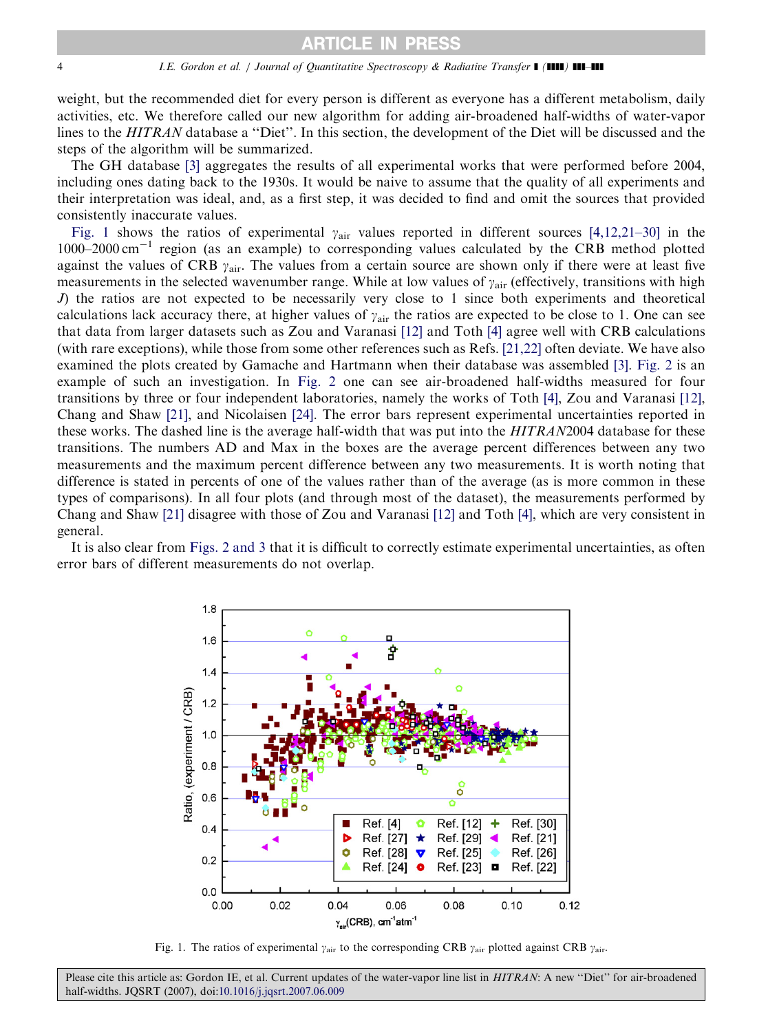weight, but the recommended diet for every person is different as everyone has a different metabolism, daily activities, etc. We therefore called our new algorithm for adding air-broadened half-widths of water-vapor lines to the *HITRAN* database a "Diet". In this section, the development of the Diet will be discussed and the steps of the algorithm will be summarized.

The GH database [3] aggregates the results of all experimental works that were performed before 2004, including ones dating back to the 1930s. It would be naive to assume that the quality of all experiments and their interpretation was ideal, and, as a first step, it was decided to find and omit the sources that provided consistently inaccurate values.

Fig. 1 shows the ratios of experimental $\gamma_{air}$ values reported in different sources [4,12,21–30] in the 1000–2000 $cm^{-1}$ region (as an example) to corresponding values calculated by the CRB method plotted against the values of CRB $\gamma_{air}$. The values from a certain source are shown only if there were at least five measurements in the selected wavenumber range. While at low values of $\gamma_{air}$ (effectively, transitions with high $J$) the ratios are not expected to be necessarily very close to 1 since both experiments and theoretical calculations lack accuracy there, at higher values of $\gamma_{air}$ the ratios are expected to be close to 1. One can see that data from larger datasets such as Zou and Varanasi [12] and Toth [4] agree well with CRB calculations (with rare exceptions), while those from some other references such as Refs. [21,22] often deviate. We have also examined the plots created by Gamache and Hartmann when their database was assembled [3]. Fig. 2 is an example of such an investigation. In Fig. 2 one can see air-broadened half-widths measured for four transitions by three or four independent laboratories, namely the works of Toth [4], Zou and Varanasi [12], Chang and Shaw [21], and Nicolaisen [24]. The error bars represent experimental uncertainties reported in these works. The dashed line is the average half-width that was put into the *HITRAN*2004 database for these transitions. The numbers AD and Max in the boxes are the average percent differences between any two measurements and the maximum percent difference between any two measurements. It is worth noting that difference is stated in percents of one of the values rather than of the average (as is more common in these types of comparisons). In all four plots (and through most of the dataset), the measurements performed by Chang and Shaw [21] disagree with those of Zou and Varanasi [12] and Toth [4], which are very consistent in general.

It is also clear from Figs. 2 and 3 that it is difficult to correctly estimate experimental uncertainties, as often error bars of different measurements do not overlap.

Fig. 1. The ratios of experimental $\gamma_{air}$ to the corresponding CRB $\gamma_{air}$ plotted against CRB $\gamma_{air}$.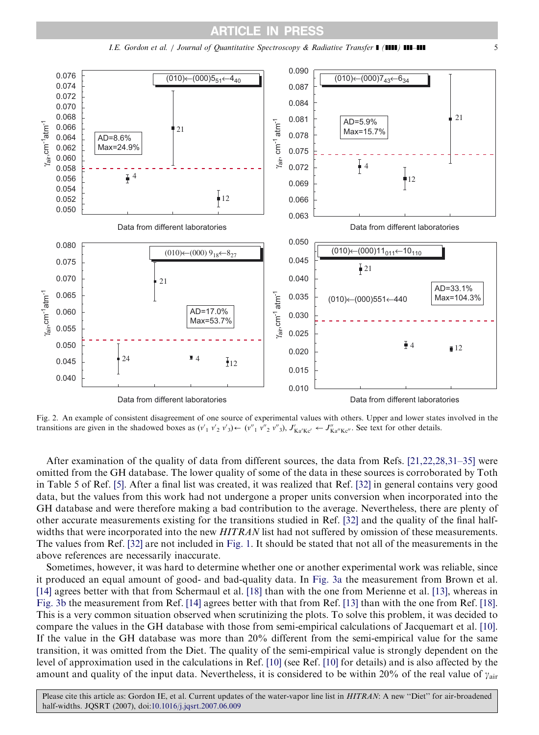Fig. 2. An example of consistent disagreement of one source of experimental values with others. Upper and lower states involved in the transitions are given in the shadowed boxes as $(v'_1\ v'_2\ v'_3) \leftarrow (v''_1\ v''_2\ v''_3)$, $J'_{\mathrm{Ka'Kc'}} \leftarrow J''_{\mathrm{Ka''Kc''}}$. See text for other details.

After examination of the quality of data from different sources, the data from Refs. [21,22,28,31–35] were omitted from the GH database. The lower quality of some of the data in these sources is corroborated by Toth in Table 5 of Ref. [5]. After a final list was created, it was realized that Ref. [32] in general contains very good data, but the values from this work had not undergone a proper units conversion when incorporated into the GH database and were therefore making a bad contribution to the average. Nevertheless, there are plenty of other accurate measurements existing for the transitions studied in Ref. [32] and the quality of the final half-widths that were incorporated into the new *HITRAN* list had not suffered by omission of these measurements. The values from Ref. [32] are not included in Fig. 1. It should be stated that not all of the measurements in the above references are necessarily inaccurate.

Sometimes, however, it was hard to determine whether one or another experimental work was reliable, since it produced an equal amount of good- and bad-quality data. In Fig. 3a the measurement from Brown et al. [14] agrees better with that from Schermaul et al. [18] than with the one from Merienne et al. [13], whereas in Fig. 3b the measurement from Ref. [14] agrees better with that from Ref. [13] than with the one from Ref. [18]. This is a very common situation observed when scrutinizing the plots. To solve this problem, it was decided to compare the values in the GH database with those from semi-empirical calculations of Jacquemart et al. [10]. If the value in the GH database was more than 20% different from the semi-empirical value for the same transition, it was omitted from the Diet. The quality of the semi-empirical value is strongly dependent on the level of approximation used in the calculations in Ref. [10] (see Ref. [10] for details) and is also affected by the amount and quality of the input data. Nevertheless, it is considered to be within 20% of the real value of $\gamma_{\mathrm{air}}$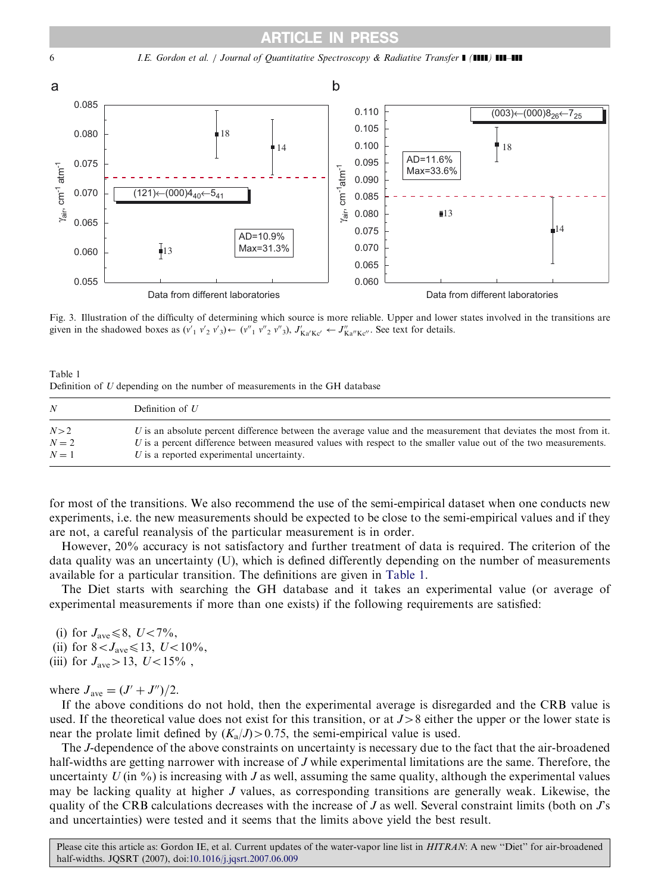Fig. 3. Illustration of the difficulty of determining which source is more reliable. Upper and lower states involved in the transitions are given in the shadowed boxes as $(v'_1\ v'_2\ v'_3) \leftarrow (v''_1\ v''_2\ v''_3)$, $J'_{\mathrm{Ka'Kc'}} \leftarrow J''_{\mathrm{Ka''Kc''}}$. See text for details.

Table 1
Definition of $U$ depending on the number of measurements in the GH database

| $N$ | Definition of $U$ |
|---|---|
| $N>2$ | $U$ is an absolute percent difference between the average value and the measurement that deviates the most from it. |
| $N=2$ | $U$ is a percent difference between measured values with respect to the smaller value out of the two measurements. |
| $N=1$ | $U$ is a reported experimental uncertainty. |

for most of the transitions. We also recommend the use of the semi-empirical dataset when one conducts new experiments, i.e. the new measurements should be expected to be close to the semi-empirical values and if they are not, a careful reanalysis of the particular measurement is in order.

However, 20% accuracy is not satisfactory and further treatment of data is required. The criterion of the data quality was an uncertainty (U), which is defined differently depending on the number of measurements available for a particular transition. The definitions are given in Table 1.

The Diet starts with searching the GH database and it takes an experimental value (or average of experimental measurements if more than one exists) if the following requirements are satisfied:

(i) for $J_{\mathrm{ave}} \leqslant 8$, $U<7\%$,
(ii) for $8<J_{\mathrm{ave}} \leqslant 13$, $U<10\%$,
(iii) for $J_{\mathrm{ave}}>13$, $U<15\%$ ,

where $J_{\mathrm{ave}} = (J' + J'')/2$.

If the above conditions do not hold, then the experimental average is disregarded and the CRB value is used. If the theoretical value does not exist for this transition, or at $J>8$ either the upper or the lower state is near the prolate limit defined by $(K_a/J)>0.75$, the semi-empirical value is used.

The $J$-dependence of the above constraints on uncertainty is necessary due to the fact that the air-broadened half-widths are getting narrower with increase of $J$ while experimental limitations are the same. Therefore, the uncertainty $U$ (in %) is increasing with $J$ as well, assuming the same quality, although the experimental values may be lacking quality at higher $J$ values, as corresponding transitions are generally weak. Likewise, the quality of the CRB calculations decreases with the increase of $J$ as well. Several constraint limits (both on $J$'s and uncertainties) were tested and it seems that the limits above yield the best result.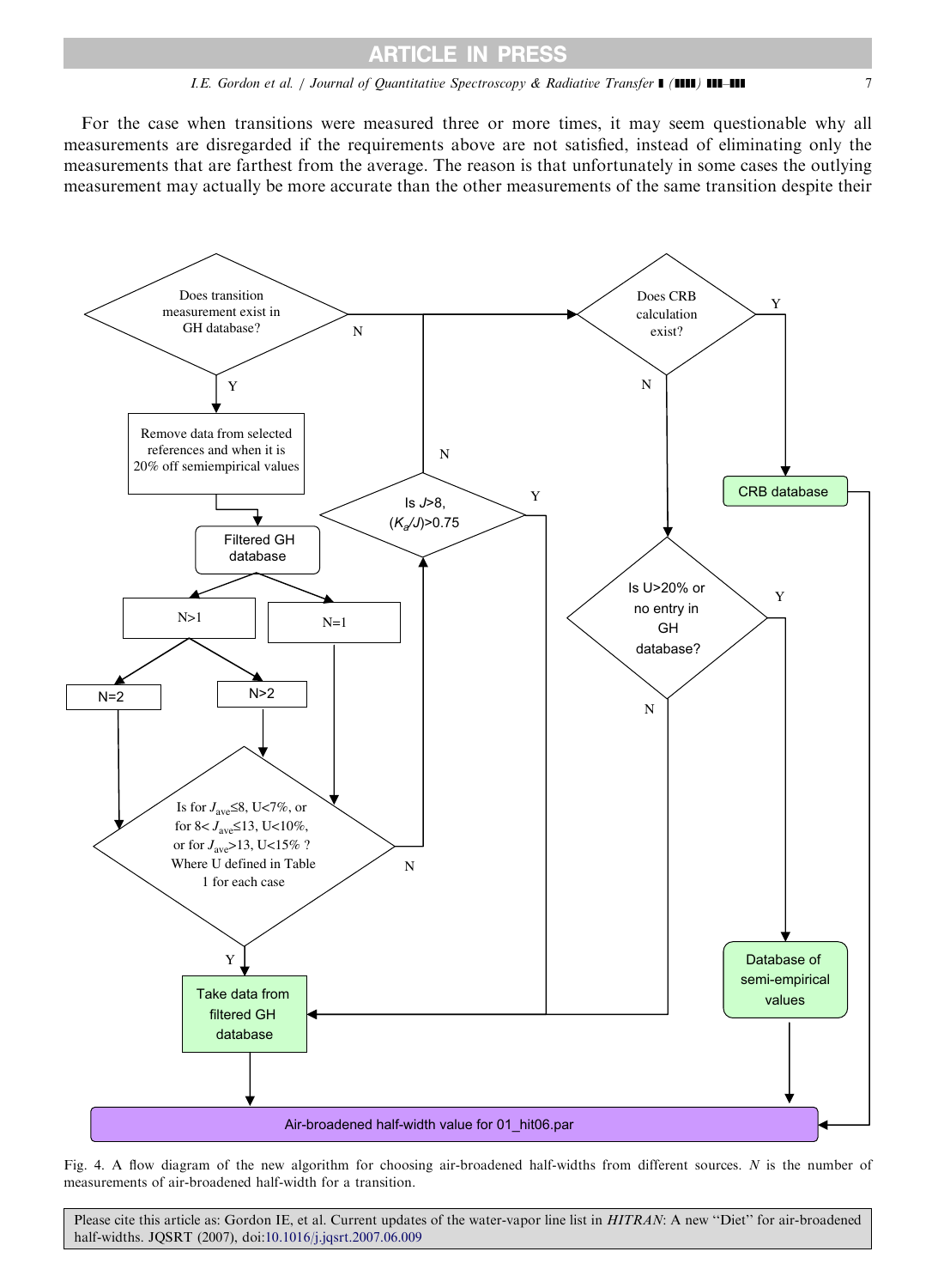For the case when transitions were measured three or more times, it may seem questionable why all measurements are disregarded if the requirements above are not satisfied, instead of eliminating only the measurements that are farthest from the average. The reason is that unfortunately in some cases the outlying measurement may actually be more accurate than the other measurements of the same transition despite their

Fig. 4. A flow diagram of the new algorithm for choosing air-broadened half-widths from different sources. $N$ is the number of measurements of air-broadened half-width for a transition.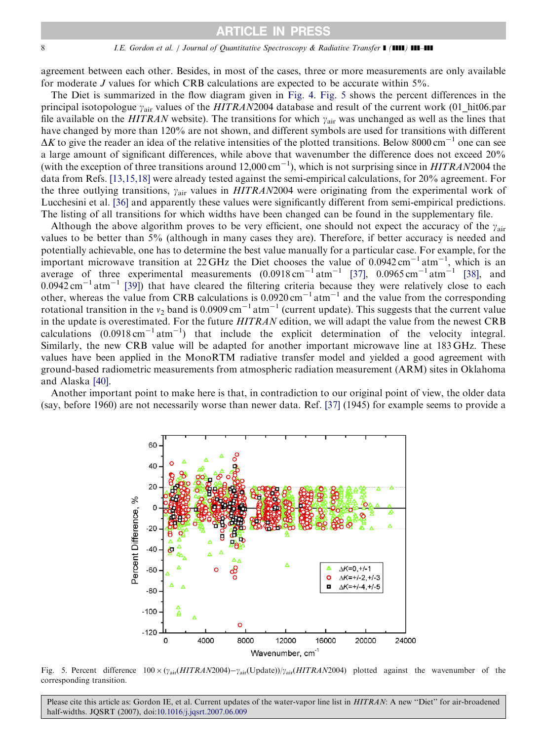agreement between each other. Besides, in most of the cases, three or more measurements are only available for moderate $J$ values for which CRB calculations are expected to be accurate within 5%.

The Diet is summarized in the flow diagram given in Fig. 4. Fig. 5 shows the percent differences in the principal isotopologue $\gamma_{air}$ values of the *HITRAN*2004 database and result of the current work (01_hit06.par file available on the *HITRAN* website). The transitions for which $\gamma_{air}$ was unchanged as well as the lines that have changed by more than 120% are not shown, and different symbols are used for transitions with different $\Delta K$ to give the reader an idea of the relative intensities of the plotted transitions. Below $8000\,cm^{-1}$ one can see a large amount of significant differences, while above that wavenumber the difference does not exceed 20% (with the exception of three transitions around $12{,}000\,cm^{-1}$), which is not surprising since in *HITRAN*2004 the data from Refs. [13,15,18] were already tested against the semi-empirical calculations, for 20% agreement. For the three outlying transitions, $\gamma_{air}$ values in *HITRAN*2004 were originating from the experimental work of Lucchesini et al. [36] and apparently these values were significantly different from semi-empirical predictions. The listing of all transitions for which widths have been changed can be found in the supplementary file.

Although the above algorithm proves to be very efficient, one should not expect the accuracy of the $\gamma_{air}$ values to be better than 5% (although in many cases they are). Therefore, if better accuracy is needed and potentially achievable, one has to determine the best value manually for a particular case. For example, for the important microwave transition at 22 GHz the Diet chooses the value of $0.0942\,cm^{-1}\,atm^{-1}$, which is an average of three experimental measurements ($0.0918\,cm^{-1}\,atm^{-1}$ [37], $0.0965\,cm^{-1}\,atm^{-1}$ [38], and $0.0942\,cm^{-1}\,atm^{-1}$ [39]) that have cleared the filtering criteria because they were relatively close to each other, whereas the value from CRB calculations is $0.0920\,cm^{-1}\,atm^{-1}$ and the value from the corresponding rotational transition in the $\nu_2$ band is $0.0909\,cm^{-1}\,atm^{-1}$ (current update). This suggests that the current value in the update is overestimated. For the future *HITRAN* edition, we will adapt the value from the newest CRB calculations ($0.0918\,cm^{-1}\,atm^{-1}$) that include the explicit determination of the velocity integral. Similarly, the new CRB value will be adapted for another important microwave line at 183 GHz. These values have been applied in the MonoRTM radiative transfer model and yielded a good agreement with ground-based radiometric measurements from atmospheric radiation measurement (ARM) sites in Oklahoma and Alaska [40].

Another important point to make here is that, in contradiction to our original point of view, the older data (say, before 1960) are not necessarily worse than newer data. Ref. [37] (1945) for example seems to provide a

Fig. 5. Percent difference $100\times(\gamma_{air}(HITRAN2004)-\gamma_{air}(\text{Update}))/\gamma_{air}(HITRAN2004)$ plotted against the wavenumber of the corresponding transition.

Please cite this article as: Gordon IE, et al. Current updates of the water-vapor line list in *HITRAN*: A new "Diet" for air-broadened half-widths. JQSRT (2007), doi:10.1016/j.jqsrt.2007.06.009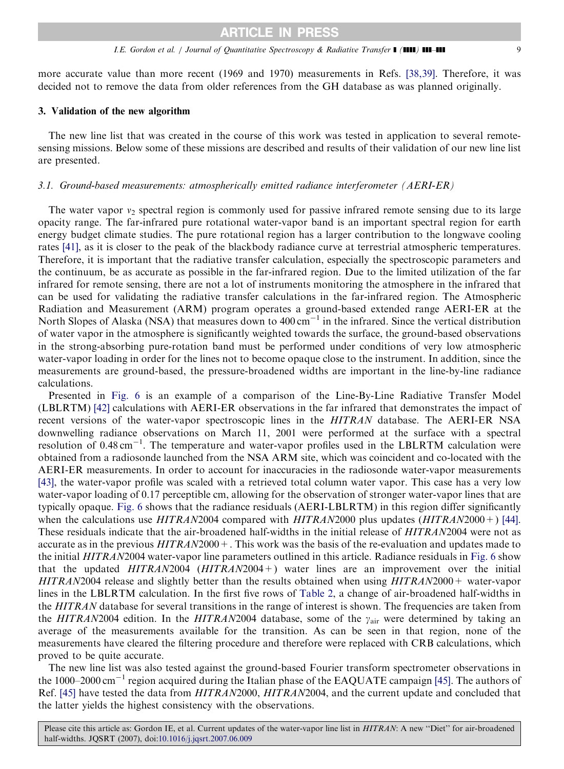more accurate value than more recent (1969 and 1970) measurements in Refs. [38,39]. Therefore, it was decided not to remove the data from older references from the GH database as was planned originally.

## 3. Validation of the new algorithm

The new line list that was created in the course of this work was tested in application to several remote-sensing missions. Below some of these missions are described and results of their validation of our new line list are presented.

### 3.1. Ground-based measurements: atmospherically emitted radiance interferometer (AERI-ER)

The water vapor $\nu_2$ spectral region is commonly used for passive infrared remote sensing due to its large opacity range. The far-infrared pure rotational water-vapor band is an important spectral region for earth energy budget climate studies. The pure rotational region has a larger contribution to the longwave cooling rates [41], as it is closer to the peak of the blackbody radiance curve at terrestrial atmospheric temperatures. Therefore, it is important that the radiative transfer calculation, especially the spectroscopic parameters and the continuum, be as accurate as possible in the far-infrared region. Due to the limited utilization of the far infrared for remote sensing, there are not a lot of instruments monitoring the atmosphere in the infrared that can be used for validating the radiative transfer calculations in the far-infrared region. The Atmospheric Radiation and Measurement (ARM) program operates a ground-based extended range AERI-ER at the North Slopes of Alaska (NSA) that measures down to 400 $cm^{-1}$ in the infrared. Since the vertical distribution of water vapor in the atmosphere is significantly weighted towards the surface, the ground-based observations in the strong-absorbing pure-rotation band must be performed under conditions of very low atmospheric water-vapor loading in order for the lines not to become opaque close to the instrument. In addition, since the measurements are ground-based, the pressure-broadened widths are important in the line-by-line radiance calculations.

Presented in Fig. 6 is an example of a comparison of the Line-By-Line Radiative Transfer Model (LBLRTM) [42] calculations with AERI-ER observations in the far infrared that demonstrates the impact of recent versions of the water-vapor spectroscopic lines in the *HITRAN* database. The AERI-ER NSA downwelling radiance observations on March 11, 2001 were performed at the surface with a spectral resolution of 0.48 $cm^{-1}$. The temperature and water-vapor profiles used in the LBLRTM calculation were obtained from a radiosonde launched from the NSA ARM site, which was coincident and co-located with the AERI-ER measurements. In order to account for inaccuracies in the radiosonde water-vapor measurements [43], the water-vapor profile was scaled with a retrieved total column water vapor. This case has a very low water-vapor loading of 0.17 perceptible cm, allowing for the observation of stronger water-vapor lines that are typically opaque. Fig. 6 shows that the radiance residuals (AERI-LBLRTM) in this region differ significantly when the calculations use *HITRAN*2004 compared with *HITRAN*2000 plus updates (*HITRAN*2000+) [44]. These residuals indicate that the air-broadened half-widths in the initial release of *HITRAN*2004 were not as accurate as in the previous *HITRAN*2000+. This work was the basis of the re-evaluation and updates made to the initial *HITRAN*2004 water-vapor line parameters outlined in this article. Radiance residuals in Fig. 6 show that the updated *HITRAN*2004 (*HITRAN*2004+) water lines are an improvement over the initial *HITRAN*2004 release and slightly better than the results obtained when using *HITRAN*2000+ water-vapor lines in the LBLRTM calculation. In the first five rows of Table 2, a change of air-broadened half-widths in the *HITRAN* database for several transitions in the range of interest is shown. The frequencies are taken from the *HITRAN*2004 edition. In the *HITRAN*2004 database, some of the $\gamma_{air}$ were determined by taking an average of the measurements available for the transition. As can be seen in that region, none of the measurements have cleared the filtering procedure and therefore were replaced with CRB calculations, which proved to be quite accurate.

The new line list was also tested against the ground-based Fourier transform spectrometer observations in the 1000–2000 $cm^{-1}$ region acquired during the Italian phase of the EAQUATE campaign [45]. The authors of Ref. [45] have tested the data from *HITRAN*2000, *HITRAN*2004, and the current update and concluded that the latter yields the highest consistency with the observations.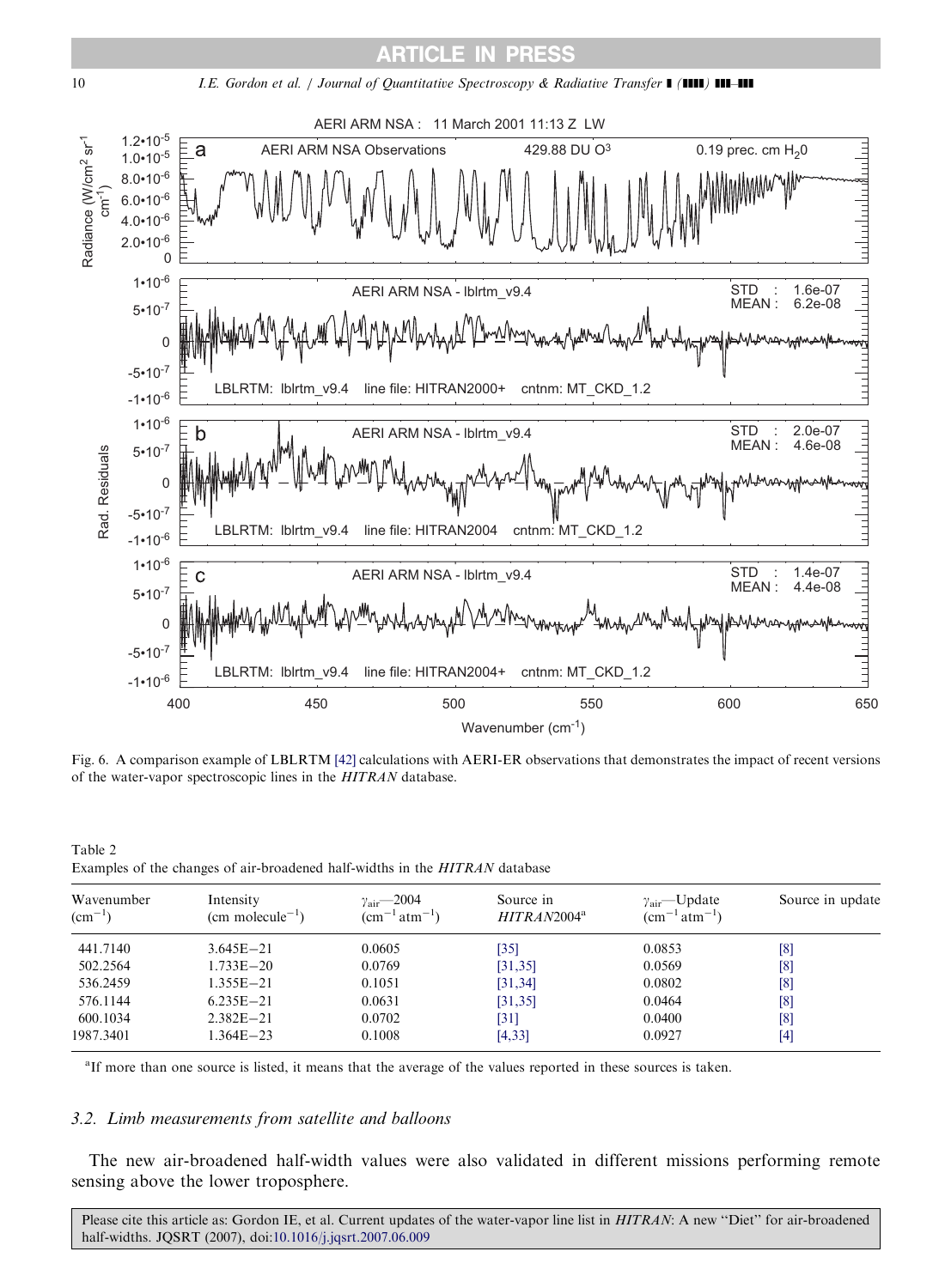Fig. 6. A comparison example of LBLRTM [42] calculations with AERI-ER observations that demonstrates the impact of recent versions of the water-vapor spectroscopic lines in the *HITRAN* database.

Table 2
Examples of the changes of air-broadened half-widths in the *HITRAN* database

| Wavenumber ($cm^{-1}$) | Intensity (cm $molecule^{-1}$) | $\gamma_{air}$—2004 ($cm^{-1}\,atm^{-1}$) | Source in *HITRAN*2004[a] | $\gamma_{air}$—Update ($cm^{-1}\,atm^{-1}$) | Source in update |
|---|---|---|---|---|---|
| 441.7140 | 3.645E−21 | 0.0605 | [35] | 0.0853 | [8] |
| 502.2564 | 1.733E−20 | 0.0769 | [31,35] | 0.0569 | [8] |
| 536.2459 | 1.355E−21 | 0.1051 | [31,34] | 0.0802 | [8] |
| 576.1144 | 6.235E−21 | 0.0631 | [31,35] | 0.0464 | [8] |
| 600.1034 | 2.382E−21 | 0.0702 | [31] | 0.0400 | [8] |
| 1987.3401 | 1.364E−23 | 0.1008 | [4,33] | 0.0927 | [4] |

[a] If more than one source is listed, it means that the average of the values reported in these sources is taken.

### 3.2. Limb measurements from satellite and balloons

The new air-broadened half-width values were also validated in different missions performing remote sensing above the lower troposphere.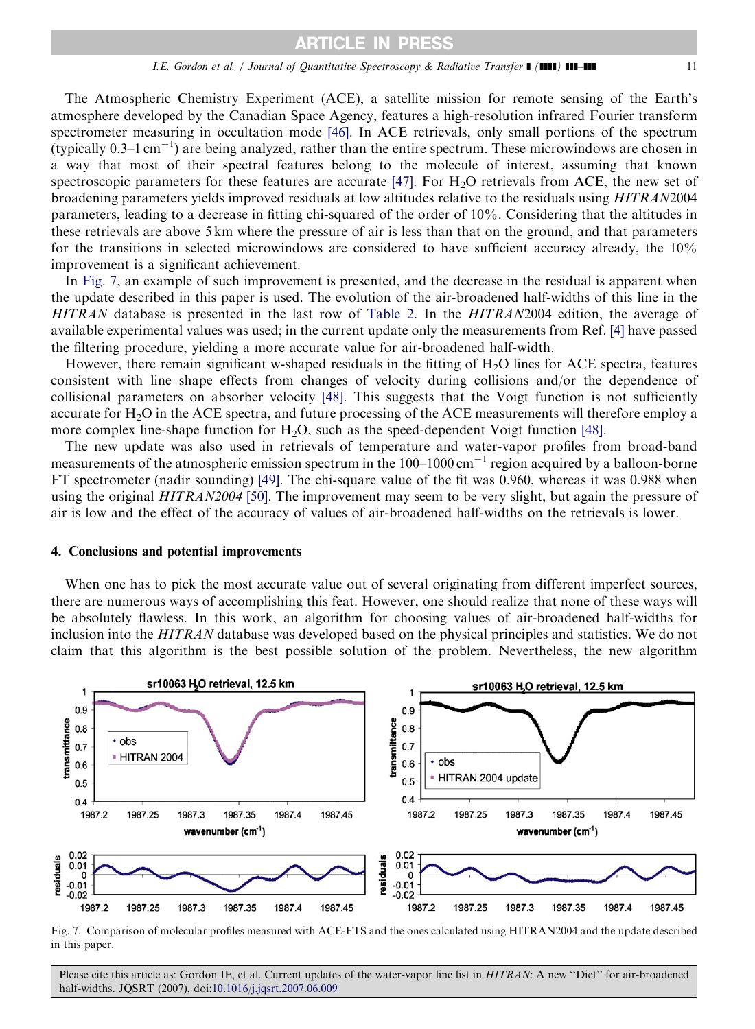The Atmospheric Chemistry Experiment (ACE), a satellite mission for remote sensing of the Earth's atmosphere developed by the Canadian Space Agency, features a high-resolution infrared Fourier transform spectrometer measuring in occultation mode [46]. In ACE retrievals, only small portions of the spectrum (typically 0.3–1 $cm^{-1}$) are being analyzed, rather than the entire spectrum. These microwindows are chosen in a way that most of their spectral features belong to the molecule of interest, assuming that known spectroscopic parameters for these features are accurate [47]. For $H_2O$ retrievals from ACE, the new set of broadening parameters yields improved residuals at low altitudes relative to the residuals using *HITRAN*2004 parameters, leading to a decrease in fitting chi-squared of the order of 10%. Considering that the altitudes in these retrievals are above 5 km where the pressure of air is less than that on the ground, and that parameters for the transitions in selected microwindows are considered to have sufficient accuracy already, the 10% improvement is a significant achievement.

In Fig. 7, an example of such improvement is presented, and the decrease in the residual is apparent when the update described in this paper is used. The evolution of the air-broadened half-widths of this line in the *HITRAN* database is presented in the last row of Table 2. In the *HITRAN*2004 edition, the average of available experimental values was used; in the current update only the measurements from Ref. [4] have passed the filtering procedure, yielding a more accurate value for air-broadened half-width.

However, there remain significant w-shaped residuals in the fitting of $H_2O$ lines for ACE spectra, features consistent with line shape effects from changes of velocity during collisions and/or the dependence of collisional parameters on absorber velocity [48]. This suggests that the Voigt function is not sufficiently accurate for $H_2O$ in the ACE spectra, and future processing of the ACE measurements will therefore employ a more complex line-shape function for $H_2O$, such as the speed-dependent Voigt function [48].

The new update was also used in retrievals of temperature and water-vapor profiles from broad-band measurements of the atmospheric emission spectrum in the 100–1000 $cm^{-1}$ region acquired by a balloon-borne FT spectrometer (nadir sounding) [49]. The chi-square value of the fit was 0.960, whereas it was 0.988 when using the original *HITRAN2004* [50]. The improvement may seem to be very slight, but again the pressure of air is low and the effect of the accuracy of values of air-broadened half-widths on the retrievals is lower.

## 4. Conclusions and potential improvements

When one has to pick the most accurate value out of several originating from different imperfect sources, there are numerous ways of accomplishing this feat. However, one should realize that none of these ways will be absolutely flawless. In this work, an algorithm for choosing values of air-broadened half-widths for inclusion into the *HITRAN* database was developed based on the physical principles and statistics. We do not claim that this algorithm is the best possible solution of the problem. Nevertheless, the new algorithm

Fig. 7. Comparison of molecular profiles measured with ACE-FTS and the ones calculated using HITRAN2004 and the update described in this paper.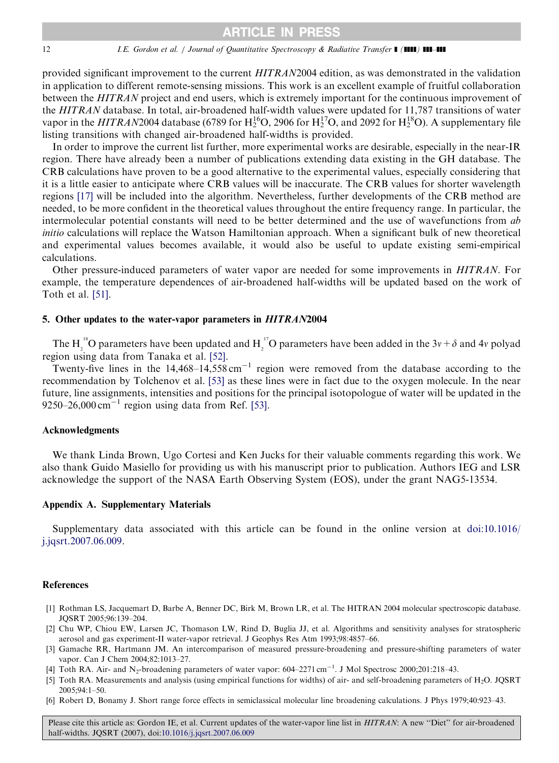provided significant improvement to the current *HITRAN*2004 edition, as was demonstrated in the validation in application to different remote-sensing missions. This work is an excellent example of fruitful collaboration between the *HITRAN* project and end users, which is extremely important for the continuous improvement of the *HITRAN* database. In total, air-broadened half-width values were updated for 11,787 transitions of water vapor in the *HITRAN*2004 database (6789 for $H_2^{16}O$, 2906 for $H_2^{17}O$, and 2092 for $H_2^{18}O$). A supplementary file listing transitions with changed air-broadened half-widths is provided.

In order to improve the current list further, more experimental works are desirable, especially in the near-IR region. There have already been a number of publications extending data existing in the GH database. The CRB calculations have proven to be a good alternative to the experimental values, especially considering that it is a little easier to anticipate where CRB values will be inaccurate. The CRB values for shorter wavelength regions [17] will be included into the algorithm. Nevertheless, further developments of the CRB method are needed, to be more confident in the theoretical values throughout the entire frequency range. In particular, the intermolecular potential constants will need to be better determined and the use of wavefunctions from *ab initio* calculations will replace the Watson Hamiltonian approach. When a significant bulk of new theoretical and experimental values becomes available, it would also be useful to update existing semi-empirical calculations.

Other pressure-induced parameters of water vapor are needed for some improvements in *HITRAN*. For example, the temperature dependences of air-broadened half-widths will be updated based on the work of Toth et al. [51].

## 5. Other updates to the water-vapor parameters in *HITRAN*2004

The $H_2^{18}O$ parameters have been updated and $H_2^{17}O$ parameters have been added in the $3v+\delta$ and $4v$ polyad region using data from Tanaka et al. [52].

Twenty-five lines in the 14,468–14,558 $cm^{-1}$ region were removed from the database according to the recommendation by Tolchenov et al. [53] as these lines were in fact due to the oxygen molecule. In the near future, line assignments, intensities and positions for the principal isotopologue of water will be updated in the 9250–26,000 $cm^{-1}$ region using data from Ref. [53].

## Acknowledgments

We thank Linda Brown, Ugo Cortesi and Ken Jucks for their valuable comments regarding this work. We also thank Guido Masiello for providing us with his manuscript prior to publication. Authors IEG and LSR acknowledge the support of the NASA Earth Observing System (EOS), under the grant NAG5-13534.

## Appendix A. Supplementary Materials

Supplementary data associated with this article can be found in the online version at doi:10.1016/j.jqsrt.2007.06.009.

## References

[1] Rothman LS, Jacquemart D, Barbe A, Benner DC, Birk M, Brown LR, et al. The HITRAN 2004 molecular spectroscopic database. JQSRT 2005;96:139–204.

[2] Chu WP, Chiou EW, Larsen JC, Thomason LW, Rind D, Buglia JJ, et al. Algorithms and sensitivity analyses for stratospheric aerosol and gas experiment-II water-vapor retrieval. J Geophys Res Atm 1993;98:4857–66.

[3] Gamache RR, Hartmann JM. An intercomparison of measured pressure-broadening and pressure-shifting parameters of water vapor. Can J Chem 2004;82:1013–27.

[4] Toth RA. Air- and $N_2$-broadening parameters of water vapor: 604–2271 $cm^{-1}$. J Mol Spectrosc 2000;201:218–43.

[5] Toth RA. Measurements and analysis (using empirical functions for widths) of air- and self-broadening parameters of $H_2O$. JQSRT 2005;94:1–50.

[6] Robert D, Bonamy J. Short range force effects in semiclassical molecular line broadening calculations. J Phys 1979;40:923–43.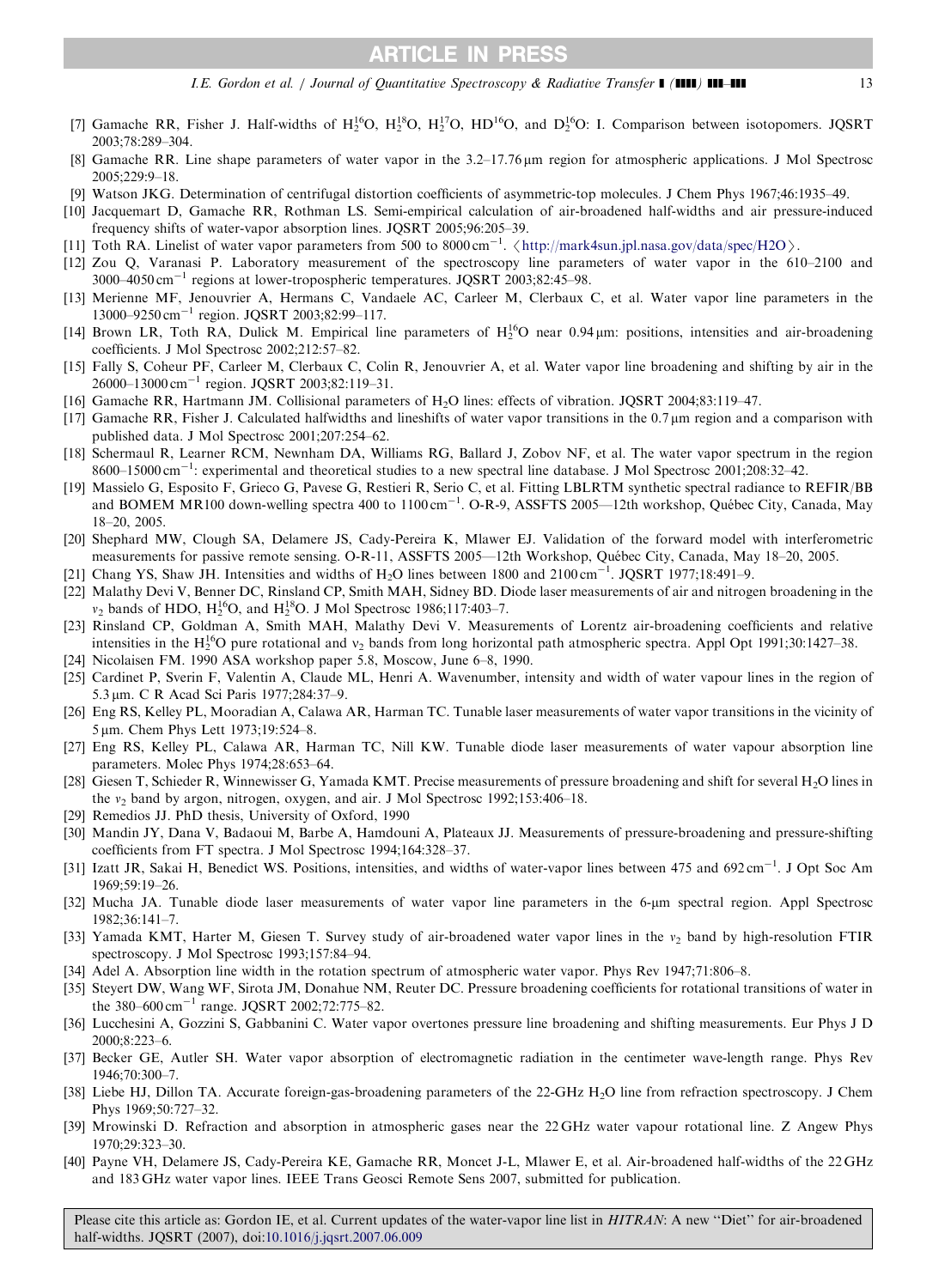[7] Gamache RR, Fisher J. Half-widths of $H_2^{16}O$, $H_2^{18}O$, $H_2^{17}O$, $HD^{16}O$, and $D_2^{16}O$: I. Comparison between isotopomers. JQSRT 2003;78:289–304.

[8] Gamache RR. Line shape parameters of water vapor in the 3.2–17.76 μm region for atmospheric applications. J Mol Spectrosc 2005;229:9–18.

[9] Watson JKG. Determination of centrifugal distortion coefficients of asymmetric-top molecules. J Chem Phys 1967;46:1935–49.

[10] Jacquemart D, Gamache RR, Rothman LS. Semi-empirical calculation of air-broadened half-widths and air pressure-induced frequency shifts of water-vapor absorption lines. JQSRT 2005;96:205–39.

[11] Toth RA. Linelist of water vapor parameters from 500 to 8000 $cm^{-1}$. 〈http://mark4sun.jpl.nasa.gov/data/spec/H2O〉.

[12] Zou Q, Varanasi P. Laboratory measurement of the spectroscopy line parameters of water vapor in the 610–2100 and 3000–4050 $cm^{-1}$ regions at lower-tropospheric temperatures. JQSRT 2003;82:45–98.

[13] Merienne MF, Jenouvrier A, Hermans C, Vandaele AC, Carleer M, Clerbaux C, et al. Water vapor line parameters in the 13000–9250 $cm^{-1}$ region. JQSRT 2003;82:99–117.

[14] Brown LR, Toth RA, Dulick M. Empirical line parameters of $H_2^{16}O$ near 0.94 μm: positions, intensities and air-broadening coefficients. J Mol Spectrosc 2002;212:57–82.

[15] Fally S, Coheur PF, Carleer M, Clerbaux C, Colin R, Jenouvrier A, et al. Water vapor line broadening and shifting by air in the 26000–13000 $cm^{-1}$ region. JQSRT 2003;82:119–31.

[16] Gamache RR, Hartmann JM. Collisional parameters of $H_2O$ lines: effects of vibration. JQSRT 2004;83:119–47.

[17] Gamache RR, Fisher J. Calculated halfwidths and lineshifts of water vapor transitions in the 0.7 μm region and a comparison with published data. J Mol Spectrosc 2001;207:254–62.

[18] Schermaul R, Learner RCM, Newnham DA, Williams RG, Ballard J, Zobov NF, et al. The water vapor spectrum in the region 8600–15000 $cm^{-1}$: experimental and theoretical studies to a new spectral line database. J Mol Spectrosc 2001;208:32–42.

[19] Massielo G, Esposito F, Grieco G, Pavese G, Restieri R, Serio C, et al. Fitting LBLRTM synthetic spectral radiance to REFIR/BB and BOMEM MR100 down-welling spectra 400 to 1100 $cm^{-1}$. O-R-9, ASSFTS 2005—12th workshop, Québec City, Canada, May 18–20, 2005.

[20] Shephard MW, Clough SA, Delamere JS, Cady-Pereira K, Mlawer EJ. Validation of the forward model with interferometric measurements for passive remote sensing. O-R-11, ASSFTS 2005—12th Workshop, Québec City, Canada, May 18–20, 2005.

[21] Chang YS, Shaw JH. Intensities and widths of $H_2O$ lines between 1800 and 2100 $cm^{-1}$. JQSRT 1977;18:491–9.

[22] Malathy Devi V, Benner DC, Rinsland CP, Smith MAH, Sidney BD. Diode laser measurements of air and nitrogen broadening in the $\nu_2$ bands of HDO, $H_2^{16}O$, and $H_2^{18}O$. J Mol Spectrosc 1986;117:403–7.

[23] Rinsland CP, Goldman A, Smith MAH, Malathy Devi V. Measurements of Lorentz air-broadening coefficients and relative intensities in the $H_2^{16}O$ pure rotational and $\nu_2$ bands from long horizontal path atmospheric spectra. Appl Opt 1991;30:1427–38.

[24] Nicolaisen FM. 1990 ASA workshop paper 5.8, Moscow, June 6–8, 1990.

[25] Cardinet P, Sverin F, Valentin A, Claude ML, Henri A. Wavenumber, intensity and width of water vapour lines in the region of 5.3 μm. C R Acad Sci Paris 1977;284:37–9.

[26] Eng RS, Kelley PL, Mooradian A, Calawa AR, Harman TC. Tunable laser measurements of water vapor transitions in the vicinity of 5 μm. Chem Phys Lett 1973;19:524–8.

[27] Eng RS, Kelley PL, Calawa AR, Harman TC, Nill KW. Tunable diode laser measurements of water vapour absorption line parameters. Molec Phys 1974;28:653–64.

[28] Giesen T, Schieder R, Winnewisser G, Yamada KMT. Precise measurements of pressure broadening and shift for several $H_2O$ lines in the $\nu_2$ band by argon, nitrogen, oxygen, and air. J Mol Spectrosc 1992;153:406–18.

[29] Remedios JJ. PhD thesis, University of Oxford, 1990

[30] Mandin JY, Dana V, Badaoui M, Barbe A, Hamdouni A, Plateaux JJ. Measurements of pressure-broadening and pressure-shifting coefficients from FT spectra. J Mol Spectrosc 1994;164:328–37.

[31] Izatt JR, Sakai H, Benedict WS. Positions, intensities, and widths of water-vapor lines between 475 and 692 $cm^{-1}$. J Opt Soc Am 1969;59:19–26.

[32] Mucha JA. Tunable diode laser measurements of water vapor line parameters in the 6-μm spectral region. Appl Spectrosc 1982;36:141–7.

[33] Yamada KMT, Harter M, Giesen T. Survey study of air-broadened water vapor lines in the $\nu_2$ band by high-resolution FTIR spectroscopy. J Mol Spectrosc 1993;157:84–94.

[34] Adel A. Absorption line width in the rotation spectrum of atmospheric water vapor. Phys Rev 1947;71:806–8.

[35] Steyert DW, Wang WF, Sirota JM, Donahue NM, Reuter DC. Pressure broadening coefficients for rotational transitions of water in the 380–600 $cm^{-1}$ range. JQSRT 2002;72:775–82.

[36] Lucchesini A, Gozzini S, Gabbanini C. Water vapor overtones pressure line broadening and shifting measurements. Eur Phys J D 2000;8:223–6.

[37] Becker GE, Autler SH. Water vapor absorption of electromagnetic radiation in the centimeter wave-length range. Phys Rev 1946;70:300–7.

[38] Liebe HJ, Dillon TA. Accurate foreign-gas-broadening parameters of the 22-GHz $H_2O$ line from refraction spectroscopy. J Chem Phys 1969;50:727–32.

[39] Mrowinski D. Refraction and absorption in atmospheric gases near the 22 GHz water vapour rotational line. Z Angew Phys 1970;29:323–30.

[40] Payne VH, Delamere JS, Cady-Pereira KE, Gamache RR, Moncet J-L, Mlawer E, et al. Air-broadened half-widths of the 22 GHz and 183 GHz water vapor lines. IEEE Trans Geosci Remote Sens 2007, submitted for publication.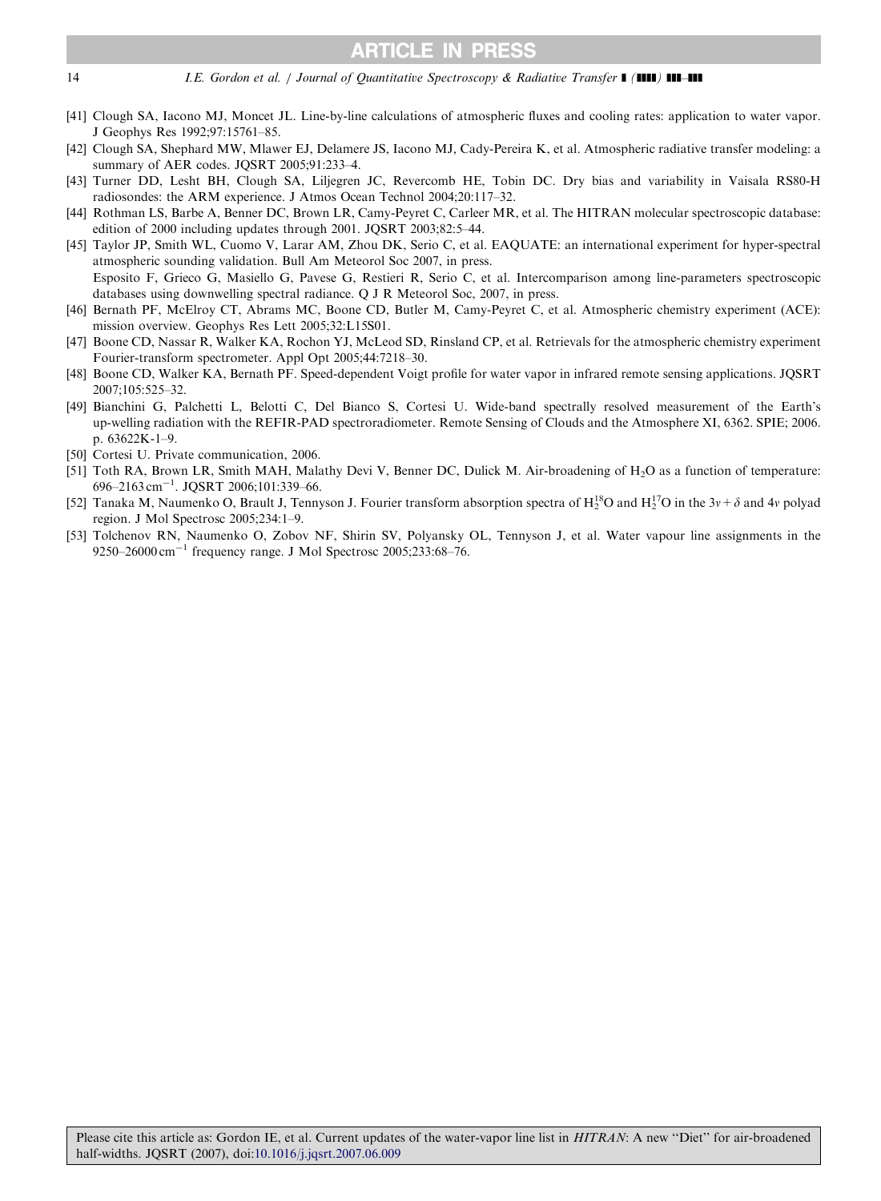[41] Clough SA, Iacono MJ, Moncet JL. Line-by-line calculations of atmospheric fluxes and cooling rates: application to water vapor. J Geophys Res 1992;97:15761–85.

[42] Clough SA, Shephard MW, Mlawer EJ, Delamere JS, Iacono MJ, Cady-Pereira K, et al. Atmospheric radiative transfer modeling: a summary of AER codes. JQSRT 2005;91:233–4.

[43] Turner DD, Lesht BH, Clough SA, Liljegren JC, Revercomb HE, Tobin DC. Dry bias and variability in Vaisala RS80-H radiosondes: the ARM experience. J Atmos Ocean Technol 2004;20:117–32.

[44] Rothman LS, Barbe A, Benner DC, Brown LR, Camy-Peyret C, Carleer MR, et al. The HITRAN molecular spectroscopic database: edition of 2000 including updates through 2001. JQSRT 2003;82:5–44.

[45] Taylor JP, Smith WL, Cuomo V, Larar AM, Zhou DK, Serio C, et al. EAQUATE: an international experiment for hyper-spectral atmospheric sounding validation. Bull Am Meteorol Soc 2007, in press.
Esposito F, Grieco G, Masiello G, Pavese G, Restieri R, Serio C, et al. Intercomparison among line-parameters spectroscopic databases using downwelling spectral radiance. Q J R Meteorol Soc, 2007, in press.

[46] Bernath PF, McElroy CT, Abrams MC, Boone CD, Butler M, Camy-Peyret C, et al. Atmospheric chemistry experiment (ACE): mission overview. Geophys Res Lett 2005;32:L15S01.

[47] Boone CD, Nassar R, Walker KA, Rochon YJ, McLeod SD, Rinsland CP, et al. Retrievals for the atmospheric chemistry experiment Fourier-transform spectrometer. Appl Opt 2005;44:7218–30.

[48] Boone CD, Walker KA, Bernath PF. Speed-dependent Voigt profile for water vapor in infrared remote sensing applications. JQSRT 2007;105:525–32.

[49] Bianchini G, Palchetti L, Belotti C, Del Bianco S, Cortesi U. Wide-band spectrally resolved measurement of the Earth's up-welling radiation with the REFIR-PAD spectroradiometer. Remote Sensing of Clouds and the Atmosphere XI, 6362. SPIE; 2006. p. 63622K-1–9.

[50] Cortesi U. Private communication, 2006.

[51] Toth RA, Brown LR, Smith MAH, Malathy Devi V, Benner DC, Dulick M. Air-broadening of $H_2O$ as a function of temperature: 696–2163 $cm^{-1}$. JQSRT 2006;101:339–66.

[52] Tanaka M, Naumenko O, Brault J, Tennyson J. Fourier transform absorption spectra of $H_2^{18}O$ and $H_2^{17}O$ in the $3\nu+\delta$ and $4\nu$ polyad region. J Mol Spectrosc 2005;234:1–9.

[53] Tolchenov RN, Naumenko O, Zobov NF, Shirin SV, Polyansky OL, Tennyson J, et al. Water vapour line assignments in the 9250–26000 $cm^{-1}$ frequency range. J Mol Spectrosc 2005;233:68–76.